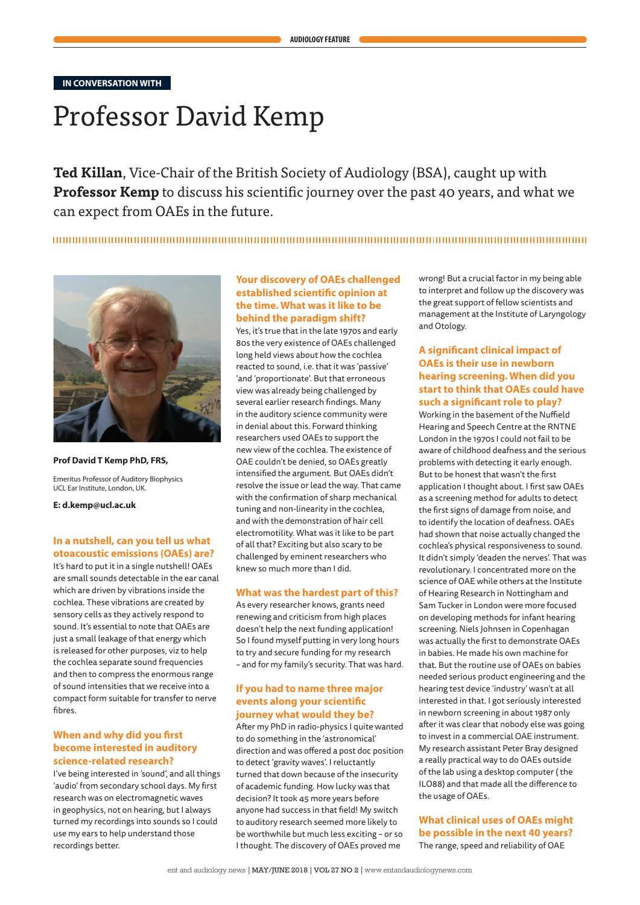IN CONVERSATION WITH

# Professor David Kemp

**Ted Killan**, Vice-Chair of the British Society of Audiology (BSA), caught up with **Professor Kemp** to discuss his scientific journey over the past 40 years, and what we can expect from OAEs in the future.

**Prof David T Kemp PhD, FRS,**

Emeritus Professor of Auditory Biophysics
UCL Ear Institute, London, UK.

**E: d.kemp@ucl.ac.uk**

### In a nutshell, can you tell us what otoacoustic emissions (OAEs) are?

It's hard to put it in a single nutshell! OAEs are small sounds detectable in the ear canal which are driven by vibrations inside the cochlea. These vibrations are created by sensory cells as they actively respond to sound. It's essential to note that OAEs are just a small leakage of that energy which is released for other purposes, viz to help the cochlea separate sound frequencies and then to compress the enormous range of sound intensities that we receive into a compact form suitable for transfer to nerve fibres.

### When and why did you first become interested in auditory science-related research?

I've being interested in 'sound', and all things 'audio' from secondary school days. My first research was on electromagnetic waves in geophysics, not on hearing, but I always turned my recordings into sounds so I could use my ears to help understand those recordings better.

### Your discovery of OAEs challenged established scientific opinion at the time. What was it like to be behind the paradigm shift?

Yes, it's true that in the late 1970s and early 80s the very existence of OAEs challenged long held views about how the cochlea reacted to sound, i.e. that it was 'passive' 'and 'proportionate'. But that erroneous view was already being challenged by several earlier research findings. Many in the auditory science community were in denial about this. Forward thinking researchers used OAEs to support the new view of the cochlea. The existence of OAE couldn't be denied, so OAEs greatly intensified the argument. But OAEs didn't resolve the issue or lead the way. That came with the confirmation of sharp mechanical tuning and non-linearity in the cochlea, and with the demonstration of hair cell electromotility. What was it like to be part of all that? Exciting but also scary to be challenged by eminent researchers who knew so much more than I did.

### What was the hardest part of this?

As every researcher knows, grants need renewing and criticism from high places doesn't help the next funding application! So I found myself putting in very long hours to try and secure funding for my research – and for my family's security. That was hard.

### If you had to name three major events along your scientific journey what would they be?

After my PhD in radio-physics I quite wanted to do something in the 'astronomical' direction and was offered a post doc position to detect 'gravity waves'. I reluctantly turned that down because of the insecurity of academic funding. How lucky was that decision? It took 45 more years before anyone had success in that field! My switch to auditory research seemed more likely to be worthwhile but much less exciting – or so I thought. The discovery of OAEs proved me wrong! But a crucial factor in my being able to interpret and follow up the discovery was the great support of fellow scientists and management at the Institute of Laryngology and Otology.

### A significant clinical impact of OAEs is their use in newborn hearing screening. When did you start to think that OAEs could have such a significant role to play?

Working in the basement of the Nuffield Hearing and Speech Centre at the RNTNE London in the 1970s I could not fail to be aware of childhood deafness and the serious problems with detecting it early enough. But to be honest that wasn't the first application I thought about. I first saw OAEs as a screening method for adults to detect the first signs of damage from noise, and to identify the location of deafness. OAEs had shown that noise actually changed the cochlea's physical responsiveness to sound. It didn't simply 'deaden the nerves'. That was revolutionary. I concentrated more on the science of OAE while others at the Institute of Hearing Research in Nottingham and Sam Tucker in London were more focused on developing methods for infant hearing screening. Niels Johnsen in Copenhagen was actually the first to demonstrate OAEs in babies. He made his own machine for that. But the routine use of OAEs on babies needed serious product engineering and the hearing test device 'industry' wasn't at all interested in that. I got seriously interested in newborn screening in about 1987 only after it was clear that nobody else was going to invest in a commercial OAE instrument. My research assistant Peter Bray designed a really practical way to do OAEs outside of the lab using a desktop computer ( the ILO88) and that made all the difference to the usage of OAEs.

### What clinical uses of OAEs might be possible in the next 40 years?

The range, speed and reliability of OAE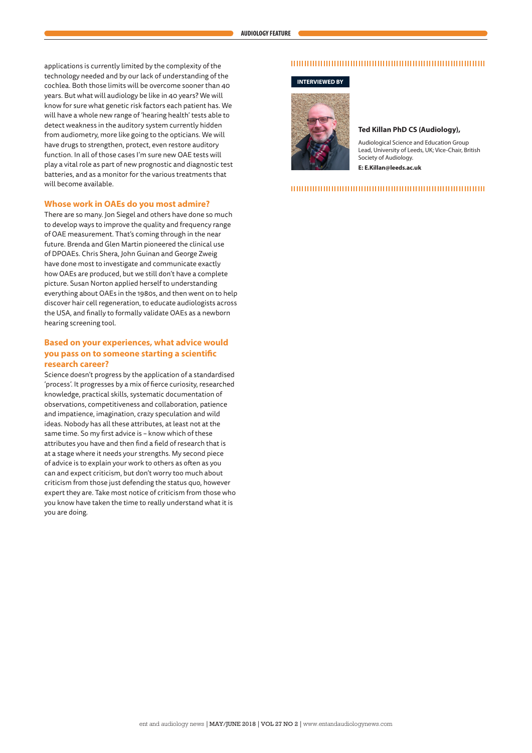applications is currently limited by the complexity of the technology needed and by our lack of understanding of the cochlea. Both those limits will be overcome sooner than 40 years. But what will audiology be like in 40 years? We will know for sure what genetic risk factors each patient has. We will have a whole new range of 'hearing health' tests able to detect weakness in the auditory system currently hidden from audiometry, more like going to the opticians. We will have drugs to strengthen, protect, even restore auditory function. In all of those cases I'm sure new OAE tests will play a vital role as part of new prognostic and diagnostic test batteries, and as a monitor for the various treatments that will become available.

### Whose work in OAEs do you most admire?

There are so many. Jon Siegel and others have done so much to develop ways to improve the quality and frequency range of OAE measurement. That's coming through in the near future. Brenda and Glen Martin pioneered the clinical use of DPOAEs. Chris Shera, John Guinan and George Zweig have done most to investigate and communicate exactly how OAEs are produced, but we still don't have a complete picture. Susan Norton applied herself to understanding everything about OAEs in the 1980s, and then went on to help discover hair cell regeneration, to educate audiologists across the USA, and finally to formally validate OAEs as a newborn hearing screening tool.

### Based on your experiences, what advice would you pass on to someone starting a scientific research career?

Science doesn't progress by the application of a standardised 'process'. It progresses by a mix of fierce curiosity, researched knowledge, practical skills, systematic documentation of observations, competitiveness and collaboration, patience and impatience, imagination, crazy speculation and wild ideas. Nobody has all these attributes, at least not at the same time. So my first advice is – know which of these attributes you have and then find a field of research that is at a stage where it needs your strengths. My second piece of advice is to explain your work to others as often as you can and expect criticism, but don't worry too much about criticism from those just defending the status quo, however expert they are. Take most notice of criticism from those who you know have taken the time to really understand what it is you are doing.

**INTERVIEWED BY**

**Ted Killan PhD CS (Audiology),**

Audiological Science and Education Group Lead, University of Leeds, UK; Vice-Chair, British Society of Audiology.

**E: E.Killan@leeds.ac.uk**